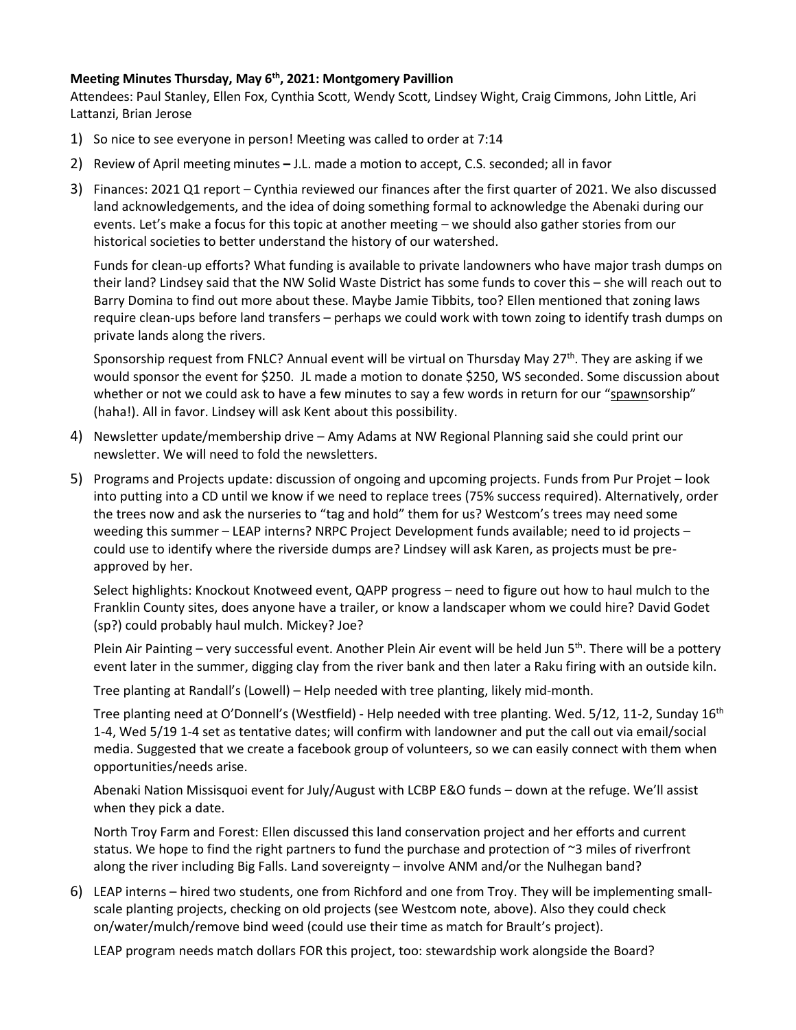**Meeting Minutes Thursday, May 6th, 2021: Montgomery Pavillion**

Attendees: Paul Stanley, Ellen Fox, Cynthia Scott, Wendy Scott, Lindsey Wight, Craig Cimmons, John Little, Ari Lattanzi, Brian Jerose

1) So nice to see everyone in person! Meeting was called to order at 7:14

2) Review of April meeting minutes – J.L. made a motion to accept, C.S. seconded; all in favor

3) Finances: 2021 Q1 report – Cynthia reviewed our finances after the first quarter of 2021. We also discussed land acknowledgements, and the idea of doing something formal to acknowledge the Abenaki during our events. Let's make a focus for this topic at another meeting – we should also gather stories from our historical societies to better understand the history of our watershed.

   Funds for clean-up efforts? What funding is available to private landowners who have major trash dumps on their land? Lindsey said that the NW Solid Waste District has some funds to cover this – she will reach out to Barry Domina to find out more about these. Maybe Jamie Tibbits, too? Ellen mentioned that zoning laws require clean-ups before land transfers – perhaps we could work with town zoning to identify trash dumps on private lands along the rivers.

   Sponsorship request from FNLC? Annual event will be virtual on Thursday May 27th. They are asking if we would sponsor the event for $250. JL made a motion to donate $250, WS seconded. Some discussion about whether or not we could ask to have a few minutes to say a few words in return for our "spawnsorship" (haha!). All in favor. Lindsey will ask Kent about this possibility.

4) Newsletter update/membership drive – Amy Adams at NW Regional Planning said she could print our newsletter. We will need to fold the newsletters.

5) Programs and Projects update: discussion of ongoing and upcoming projects. Funds from Pur Projet – look into putting into a CD until we know if we need to replace trees (75% success required). Alternatively, order the trees now and ask the nurseries to "tag and hold" them for us? Westcom's trees may need some weeding this summer – LEAP interns? NRPC Project Development funds available; need to id projects – could use to identify where the riverside dumps are? Lindsey will ask Karen, as projects must be pre-approved by her.

   Select highlights: Knockout Knotweed event, QAPP progress – need to figure out how to haul mulch to the Franklin County sites, does anyone have a trailer, or know a landscaper whom we could hire? David Godet (sp?) could probably haul mulch. Mickey? Joe?

   Plein Air Painting – very successful event. Another Plein Air event will be held Jun 5th. There will be a pottery event later in the summer, digging clay from the river bank and then later a Raku firing with an outside kiln.

   Tree planting at Randall's (Lowell) – Help needed with tree planting, likely mid-month.

   Tree planting need at O'Donnell's (Westfield) - Help needed with tree planting. Wed. 5/12, 11-2, Sunday 16th 1-4, Wed 5/19 1-4 set as tentative dates; will confirm with landowner and put the call out via email/social media. Suggested that we create a facebook group of volunteers, so we can easily connect with them when opportunities/needs arise.

   Abenaki Nation Missisquoi event for July/August with LCBP E&O funds – down at the refuge. We'll assist when they pick a date.

   North Troy Farm and Forest: Ellen discussed this land conservation project and her efforts and current status. We hope to find the right partners to fund the purchase and protection of ~3 miles of riverfront along the river including Big Falls. Land sovereignty – involve ANM and/or the Nulhegan band?

6) LEAP interns – hired two students, one from Richford and one from Troy. They will be implementing small-scale planting projects, checking on old projects (see Westcom note, above). Also they could check on/water/mulch/remove bind weed (could use their time as match for Brault's project).

   LEAP program needs match dollars FOR this project, too: stewardship work alongside the Board?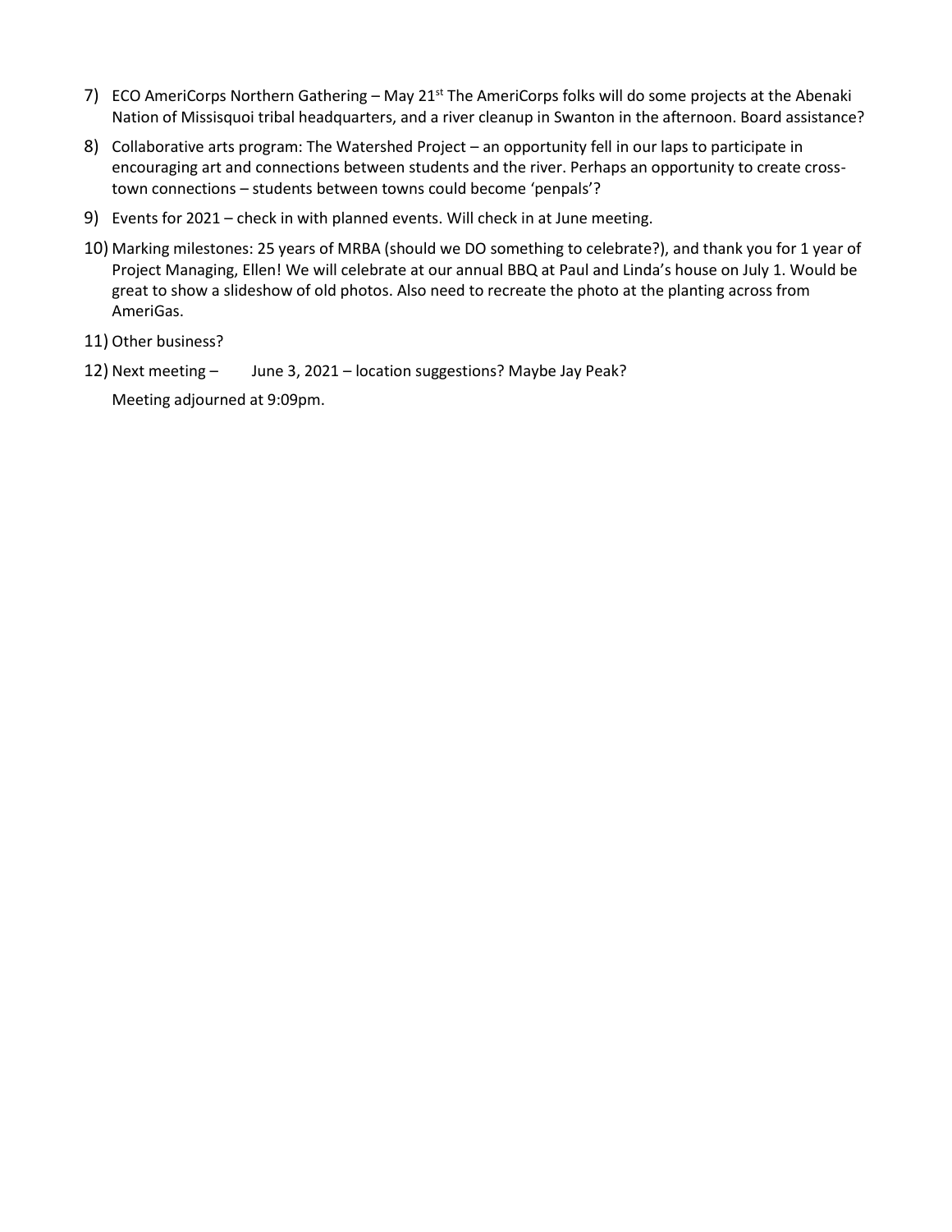7) ECO AmeriCorps Northern Gathering – May 21st The AmeriCorps folks will do some projects at the Abenaki Nation of Missisquoi tribal headquarters, and a river cleanup in Swanton in the afternoon. Board assistance?

8) Collaborative arts program: The Watershed Project – an opportunity fell in our laps to participate in encouraging art and connections between students and the river. Perhaps an opportunity to create cross-town connections – students between towns could become 'penpals'?

9) Events for 2021 – check in with planned events. Will check in at June meeting.

10) Marking milestones: 25 years of MRBA (should we DO something to celebrate?), and thank you for 1 year of Project Managing, Ellen! We will celebrate at our annual BBQ at Paul and Linda's house on July 1. Would be great to show a slideshow of old photos. Also need to recreate the photo at the planting across from AmeriGas.

11) Other business?

12) Next meeting – June 3, 2021 – location suggestions? Maybe Jay Peak?

Meeting adjourned at 9:09pm.